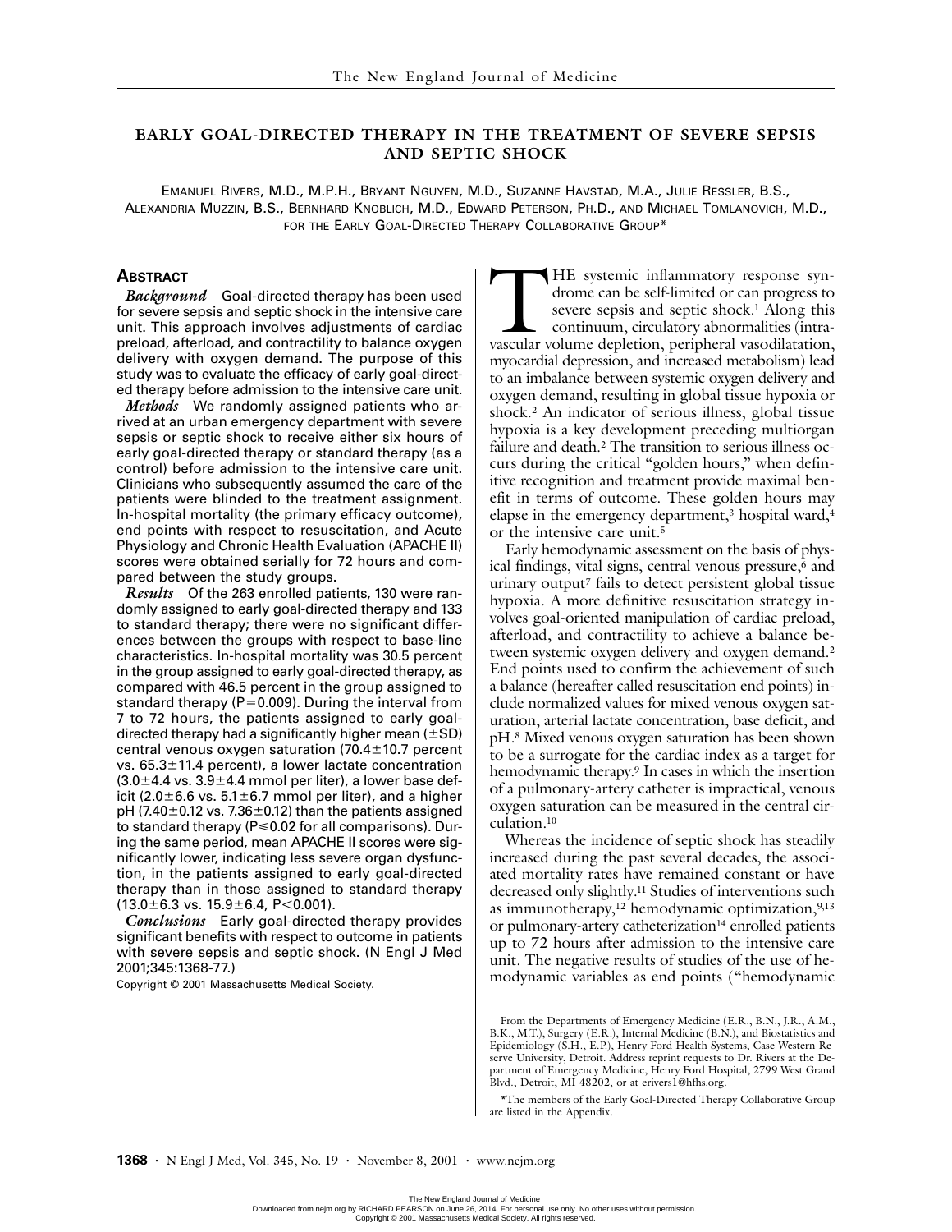# EARLY GOAL-DIRECTED THERAPY IN THE TREATMENT OF SEVERE SEPSIS AND SEPTIC SHOCK

EMANUEL RIVERS, M.D., M.P.H., BRYANT NGUYEN, M.D., SUZANNE HAVSTAD, M.A., JULIE RESSLER, B.S., ALEXANDRIA MUZZIN, B.S., BERNHARD KNOBLICH, M.D., EDWARD PETERSON, PH.D., AND MICHAEL TOMLANOVICH, M.D., FOR THE EARLY GOAL-DIRECTED THERAPY COLLABORATIVE GROUP*

## ABSTRACT

***Background*** Goal-directed therapy has been used for severe sepsis and septic shock in the intensive care unit. This approach involves adjustments of cardiac preload, afterload, and contractility to balance oxygen delivery with oxygen demand. The purpose of this study was to evaluate the efficacy of early goal-directed therapy before admission to the intensive care unit.

***Methods*** We randomly assigned patients who arrived at an urban emergency department with severe sepsis or septic shock to receive either six hours of early goal-directed therapy or standard therapy (as a control) before admission to the intensive care unit. Clinicians who subsequently assumed the care of the patients were blinded to the treatment assignment. In-hospital mortality (the primary efficacy outcome), end points with respect to resuscitation, and Acute Physiology and Chronic Health Evaluation (APACHE II) scores were obtained serially for 72 hours and compared between the study groups.

***Results*** Of the 263 enrolled patients, 130 were randomly assigned to early goal-directed therapy and 133 to standard therapy; there were no significant differences between the groups with respect to base-line characteristics. In-hospital mortality was 30.5 percent in the group assigned to early goal-directed therapy, as compared with 46.5 percent in the group assigned to standard therapy ($P=0.009$). During the interval from 7 to 72 hours, the patients assigned to early goal-directed therapy had a significantly higher mean ($\pm$SD) central venous oxygen saturation ($70.4\pm10.7$ percent vs. $65.3\pm11.4$ percent), a lower lactate concentration ($3.0\pm4.4$ vs. $3.9\pm4.4$ mmol per liter), a lower base deficit ($2.0\pm6.6$ vs. $5.1\pm6.7$ mmol per liter), and a higher pH ($7.40\pm0.12$ vs. $7.36\pm0.12$) than the patients assigned to standard therapy ($P\leq0.02$ for all comparisons). During the same period, mean APACHE II scores were significantly lower, indicating less severe organ dysfunction, in the patients assigned to early goal-directed therapy than in those assigned to standard therapy ($13.0\pm6.3$ vs. $15.9\pm6.4$, $P<0.001$).

***Conclusions*** Early goal-directed therapy provides significant benefits with respect to outcome in patients with severe sepsis and septic shock. (N Engl J Med 2001;345:1368-77.)

Copyright © 2001 Massachusetts Medical Society.

THE systemic inflammatory response syndrome can be self-limited or can progress to severe sepsis and septic shock.[1] Along this continuum, circulatory abnormalities (intravascular volume depletion, peripheral vasodilatation, myocardial depression, and increased metabolism) lead to an imbalance between systemic oxygen delivery and oxygen demand, resulting in global tissue hypoxia or shock.[2] An indicator of serious illness, global tissue hypoxia is a key development preceding multiorgan failure and death.[2] The transition to serious illness occurs during the critical "golden hours," when definitive recognition and treatment provide maximal benefit in terms of outcome. These golden hours may elapse in the emergency department,[3] hospital ward,[4] or the intensive care unit.[5]

Early hemodynamic assessment on the basis of physical findings, vital signs, central venous pressure,[6] and urinary output[7] fails to detect persistent global tissue hypoxia. A more definitive resuscitation strategy involves goal-oriented manipulation of cardiac preload, afterload, and contractility to achieve a balance between systemic oxygen delivery and oxygen demand.[2] End points used to confirm the achievement of such a balance (hereafter called resuscitation end points) include normalized values for mixed venous oxygen saturation, arterial lactate concentration, base deficit, and pH.[8] Mixed venous oxygen saturation has been shown to be a surrogate for the cardiac index as a target for hemodynamic therapy.[9] In cases in which the insertion of a pulmonary-artery catheter is impractical, venous oxygen saturation can be measured in the central circulation.[10]

Whereas the incidence of septic shock has steadily increased during the past several decades, the associated mortality rates have remained constant or have decreased only slightly.[11] Studies of interventions such as immunotherapy,[12] hemodynamic optimization,[9,13] or pulmonary-artery catheterization[14] enrolled patients up to 72 hours after admission to the intensive care unit. The negative results of studies of the use of hemodynamic variables as end points ("hemodynamic

From the Departments of Emergency Medicine (E.R., B.N., J.R., A.M., B.K., M.T.), Surgery (E.R.), Internal Medicine (B.N.), and Biostatistics and Epidemiology (S.H., E.P.), Henry Ford Health Systems, Case Western Reserve University, Detroit. Address reprint requests to Dr. Rivers at the Department of Emergency Medicine, Henry Ford Hospital, 2799 West Grand Blvd., Detroit, MI 48202, or at erivers1@hfhs.org.

*The members of the Early Goal-Directed Therapy Collaborative Group are listed in the Appendix.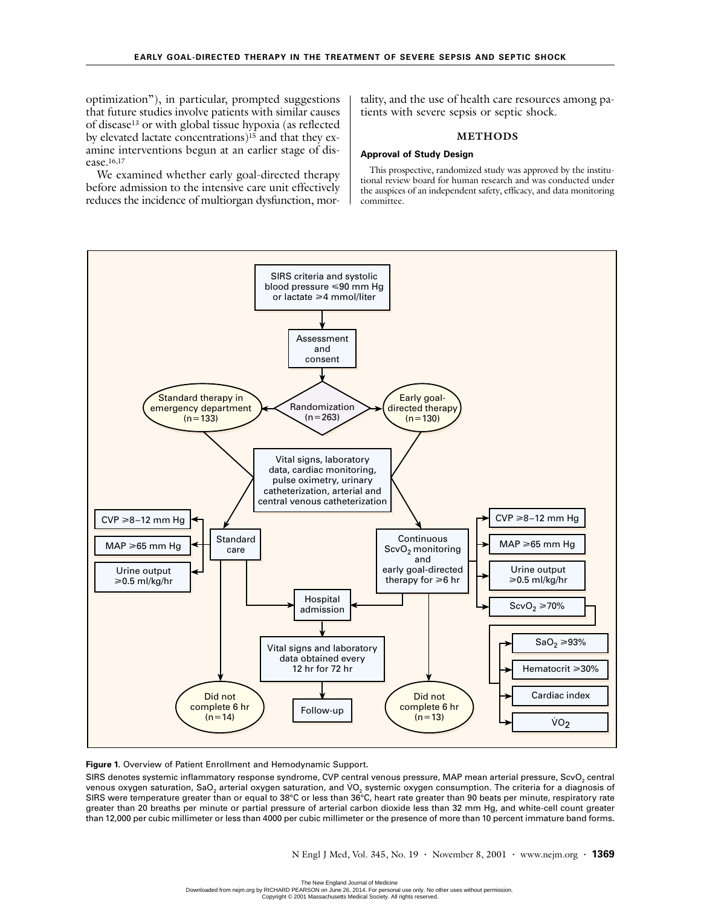optimization"), in particular, prompted suggestions that future studies involve patients with similar causes of disease[13] or with global tissue hypoxia (as reflected by elevated lactate concentrations)[15] and that they examine interventions begun at an earlier stage of disease.[16,17]

We examined whether early goal-directed therapy before admission to the intensive care unit effectively reduces the incidence of multiorgan dysfunction, mortality, and the use of health care resources among patients with severe sepsis or septic shock.

## METHODS

### Approval of Study Design

This prospective, randomized study was approved by the institutional review board for human research and was conducted under the auspices of an independent safety, efficacy, and data monitoring committee.

**Figure 1.** Overview of Patient Enrollment and Hemodynamic Support.

SIRS denotes systemic inflammatory response syndrome, CVP central venous pressure, MAP mean arterial pressure, $ScvO_2$ central venous oxygen saturation, $SaO_2$ arterial oxygen saturation, and $\dot{V}O_2$ systemic oxygen consumption. The criteria for a diagnosis of SIRS were temperature greater than or equal to 38°C or less than 36°C, heart rate greater than 90 beats per minute, respiratory rate greater than 20 breaths per minute or partial pressure of arterial carbon dioxide less than 32 mm Hg, and white-cell count greater than 12,000 per cubic millimeter or less than 4000 per cubic millimeter or the presence of more than 10 percent immature band forms.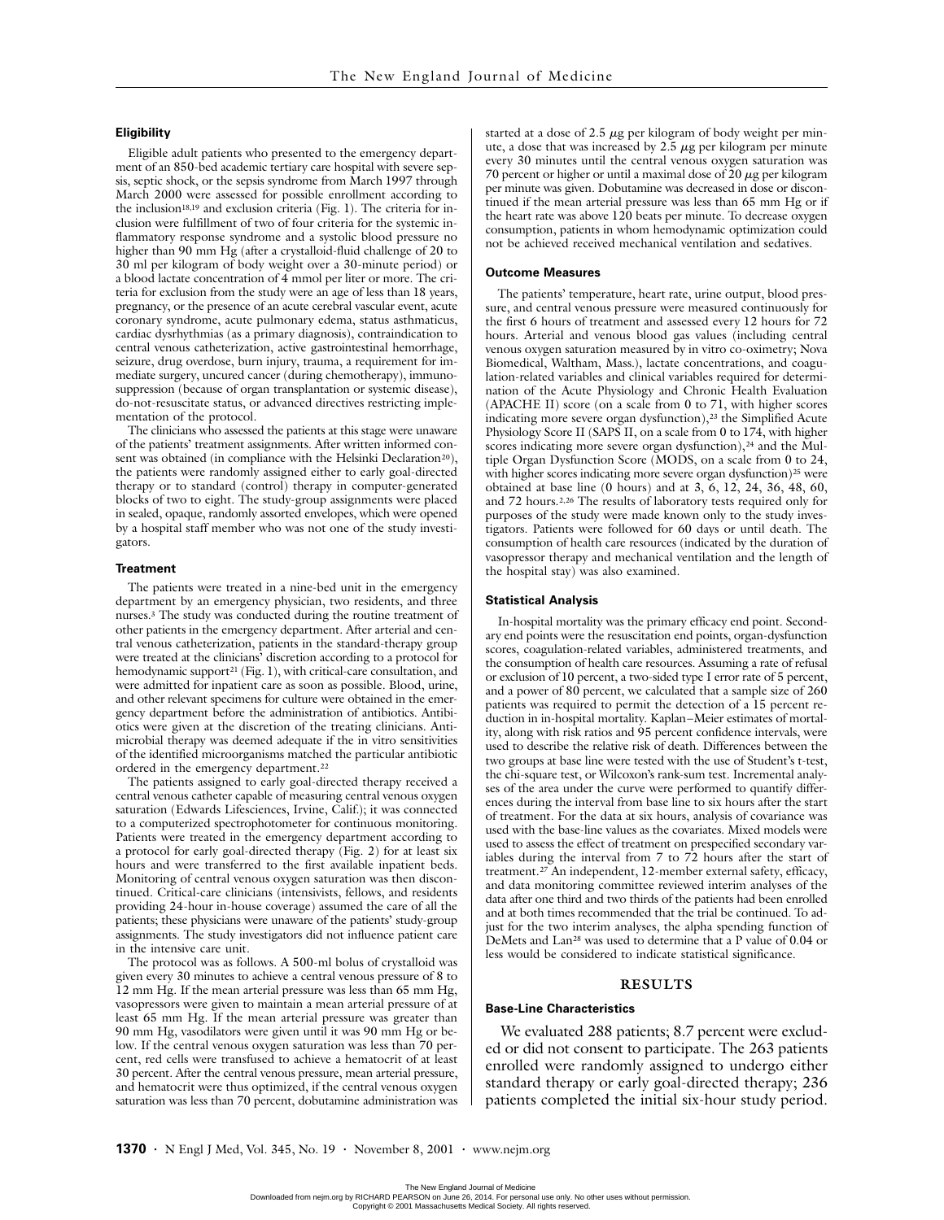### Eligibility

Eligible adult patients who presented to the emergency department of an 850-bed academic tertiary care hospital with severe sepsis, septic shock, or the sepsis syndrome from March 1997 through March 2000 were assessed for possible enrollment according to the inclusion[18,19] and exclusion criteria (Fig. 1). The criteria for inclusion were fulfillment of two of four criteria for the systemic inflammatory response syndrome and a systolic blood pressure no higher than 90 mm Hg (after a crystalloid-fluid challenge of 20 to 30 ml per kilogram of body weight over a 30-minute period) or a blood lactate concentration of 4 mmol per liter or more. The criteria for exclusion from the study were an age of less than 18 years, pregnancy, or the presence of an acute cerebral vascular event, acute coronary syndrome, acute pulmonary edema, status asthmaticus, cardiac dysrhythmias (as a primary diagnosis), contraindication to central venous catheterization, active gastrointestinal hemorrhage, seizure, drug overdose, burn injury, trauma, a requirement for immediate surgery, uncured cancer (during chemotherapy), immunosuppression (because of organ transplantation or systemic disease), do-not-resuscitate status, or advanced directives restricting implementation of the protocol.

The clinicians who assessed the patients at this stage were unaware of the patients' treatment assignments. After written informed consent was obtained (in compliance with the Helsinki Declaration[20]), the patients were randomly assigned either to early goal-directed therapy or to standard (control) therapy in computer-generated blocks of two to eight. The study-group assignments were placed in sealed, opaque, randomly assorted envelopes, which were opened by a hospital staff member who was not one of the study investigators.

### Treatment

The patients were treated in a nine-bed unit in the emergency department by an emergency physician, two residents, and three nurses.[3] The study was conducted during the routine treatment of other patients in the emergency department. After arterial and central venous catheterization, patients in the standard-therapy group were treated at the clinicians' discretion according to a protocol for hemodynamic support[21] (Fig. 1), with critical-care consultation, and were admitted for inpatient care as soon as possible. Blood, urine, and other relevant specimens for culture were obtained in the emergency department before the administration of antibiotics. Antibiotics were given at the discretion of the treating clinicians. Antimicrobial therapy was deemed adequate if the in vitro sensitivities of the identified microorganisms matched the particular antibiotic ordered in the emergency department.[22]

The patients assigned to early goal-directed therapy received a central venous catheter capable of measuring central venous oxygen saturation (Edwards Lifesciences, Irvine, Calif.); it was connected to a computerized spectrophotometer for continuous monitoring. Patients were treated in the emergency department according to a protocol for early goal-directed therapy (Fig. 2) for at least six hours and were transferred to the first available inpatient beds. Monitoring of central venous oxygen saturation was then discontinued. Critical-care clinicians (intensivists, fellows, and residents providing 24-hour in-house coverage) assumed the care of all the patients; these physicians were unaware of the patients' study-group assignments. The study investigators did not influence patient care in the intensive care unit.

The protocol was as follows. A 500-ml bolus of crystalloid was given every 30 minutes to achieve a central venous pressure of 8 to 12 mm Hg. If the mean arterial pressure was less than 65 mm Hg, vasopressors were given to maintain a mean arterial pressure of at least 65 mm Hg. If the mean arterial pressure was greater than 90 mm Hg, vasodilators were given until it was 90 mm Hg or below. If the central venous oxygen saturation was less than 70 percent, red cells were transfused to achieve a hematocrit of at least 30 percent. After the central venous pressure, mean arterial pressure, and hematocrit were thus optimized, if the central venous oxygen saturation was less than 70 percent, dobutamine administration was started at a dose of 2.5 $\mu$g per kilogram of body weight per minute, a dose that was increased by 2.5 $\mu$g per kilogram per minute every 30 minutes until the central venous oxygen saturation was 70 percent or higher or until a maximal dose of 20 $\mu$g per kilogram per minute was given. Dobutamine was decreased in dose or discontinued if the mean arterial pressure was less than 65 mm Hg or if the heart rate was above 120 beats per minute. To decrease oxygen consumption, patients in whom hemodynamic optimization could not be achieved received mechanical ventilation and sedatives.

### Outcome Measures

The patients' temperature, heart rate, urine output, blood pressure, and central venous pressure were measured continuously for the first 6 hours of treatment and assessed every 12 hours for 72 hours. Arterial and venous blood gas values (including central venous oxygen saturation measured by in vitro co-oximetry; Nova Biomedical, Waltham, Mass.), lactate concentrations, and coagulation-related variables and clinical variables required for determination of the Acute Physiology and Chronic Health Evaluation (APACHE II) score (on a scale from 0 to 71, with higher scores indicating more severe organ dysfunction),[23] the Simplified Acute Physiology Score II (SAPS II, on a scale from 0 to 174, with higher scores indicating more severe organ dysfunction),[24] and the Multiple Organ Dysfunction Score (MODS, on a scale from 0 to 24, with higher scores indicating more severe organ dysfunction)[25] were obtained at base line (0 hours) and at 3, 6, 12, 24, 36, 48, 60, and 72 hours.[2,26] The results of laboratory tests required only for purposes of the study were made known only to the study investigators. Patients were followed for 60 days or until death. The consumption of health care resources (indicated by the duration of vasopressor therapy and mechanical ventilation and the length of the hospital stay) was also examined.

### Statistical Analysis

In-hospital mortality was the primary efficacy end point. Secondary end points were the resuscitation end points, organ-dysfunction scores, coagulation-related variables, administered treatments, and the consumption of health care resources. Assuming a rate of refusal or exclusion of 10 percent, a two-sided type I error rate of 5 percent, and a power of 80 percent, we calculated that a sample size of 260 patients was required to permit the detection of a 15 percent reduction in in-hospital mortality. Kaplan–Meier estimates of mortality, along with risk ratios and 95 percent confidence intervals, were used to describe the relative risk of death. Differences between the two groups at base line were tested with the use of Student's t-test, the chi-square test, or Wilcoxon's rank-sum test. Incremental analyses of the area under the curve were performed to quantify differences during the interval from base line to six hours after the start of treatment. For the data at six hours, analysis of covariance was used with the base-line values as the covariates. Mixed models were used to assess the effect of treatment on prespecified secondary variables during the interval from 7 to 72 hours after the start of treatment.[27] An independent, 12-member external safety, efficacy, and data monitoring committee reviewed interim analyses of the data after one third and two thirds of the patients had been enrolled and at both times recommended that the trial be continued. To adjust for the two interim analyses, the alpha spending function of DeMets and Lan[28] was used to determine that a P value of 0.04 or less would be considered to indicate statistical significance.

## RESULTS

### Base-Line Characteristics

We evaluated 288 patients; 8.7 percent were excluded or did not consent to participate. The 263 patients enrolled were randomly assigned to undergo either standard therapy or early goal-directed therapy; 236 patients completed the initial six-hour study period.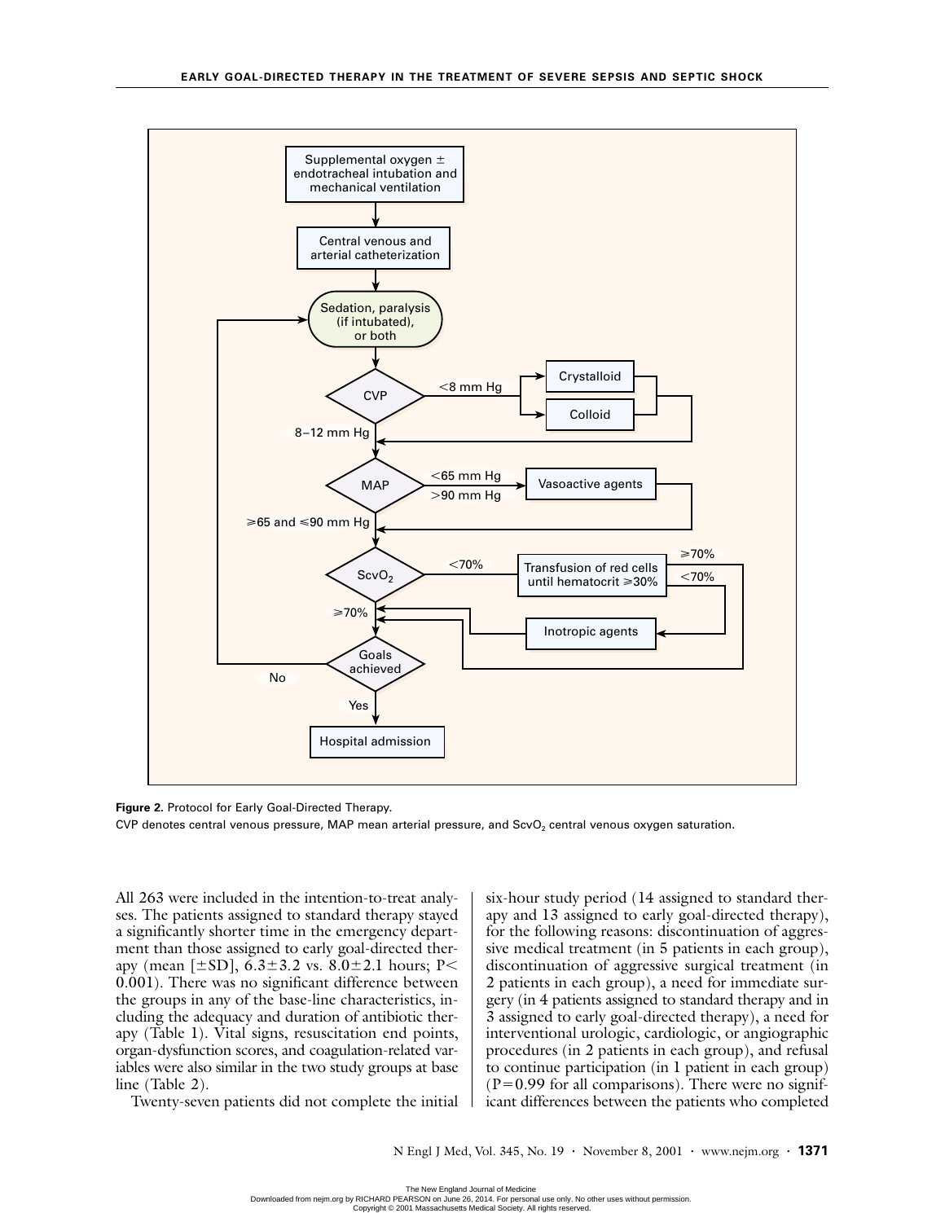**Figure 2.** Protocol for Early Goal-Directed Therapy.

CVP denotes central venous pressure, MAP mean arterial pressure, and $ScvO_2$ central venous oxygen saturation.

All 263 were included in the intention-to-treat analyses. The patients assigned to standard therapy stayed a significantly shorter time in the emergency department than those assigned to early goal-directed therapy (mean [±SD], 6.3±3.2 vs. 8.0±2.1 hours; $P<0.001$). There was no significant difference between the groups in any of the base-line characteristics, including the adequacy and duration of antibiotic therapy (Table 1). Vital signs, resuscitation end points, organ-dysfunction scores, and coagulation-related variables were also similar in the two study groups at base line (Table 2).

Twenty-seven patients did not complete the initial six-hour study period (14 assigned to standard therapy and 13 assigned to early goal-directed therapy), for the following reasons: discontinuation of aggressive medical treatment (in 5 patients in each group), discontinuation of aggressive surgical treatment (in 2 patients in each group), a need for immediate surgery (in 4 patients assigned to standard therapy and in 3 assigned to early goal-directed therapy), a need for interventional urologic, cardiologic, or angiographic procedures (in 2 patients in each group), and refusal to continue participation (in 1 patient in each group) ($P=0.99$ for all comparisons). There were no significant differences between the patients who completed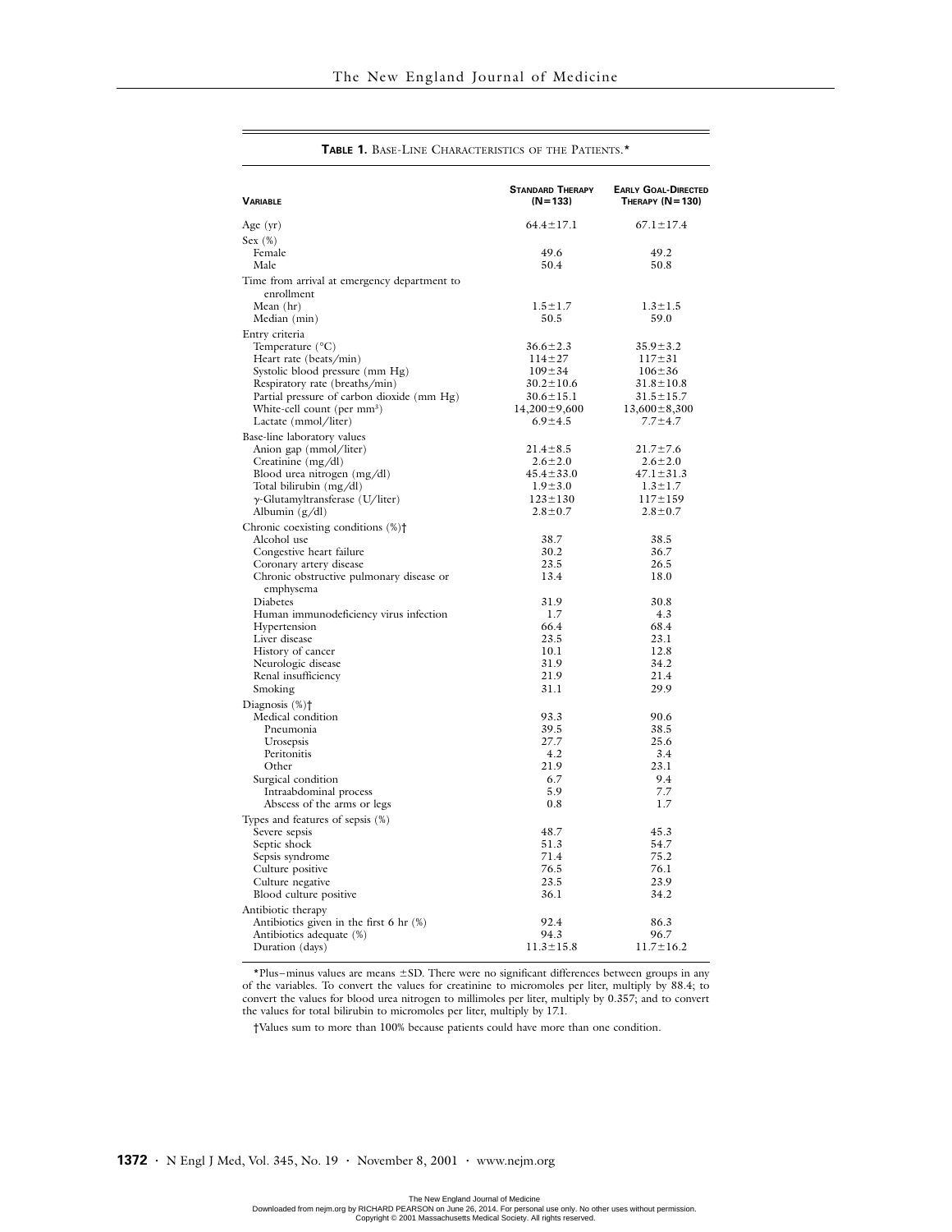**TABLE 1.** BASE-LINE CHARACTERISTICS OF THE PATIENTS.*

| VARIABLE | STANDARD THERAPY (N=133) | EARLY GOAL-DIRECTED THERAPY (N=130) |
|---|---|---|
| Age (yr) | 64.4±17.1 | 67.1±17.4 |
| Sex (%) | | |
| Female | 49.6 | 49.2 |
| Male | 50.4 | 50.8 |
| Time from arrival at emergency department to enrollment | | |
| Mean (hr) | 1.5±1.7 | 1.3±1.5 |
| Median (min) | 50.5 | 59.0 |
| Entry criteria | | |
| Temperature (°C) | 36.6±2.3 | 35.9±3.2 |
| Heart rate (beats/min) | 114±27 | 117±31 |
| Systolic blood pressure (mm Hg) | 109±34 | 106±36 |
| Respiratory rate (breaths/min) | 30.2±10.6 | 31.8±10.8 |
| Partial pressure of carbon dioxide (mm Hg) | 30.6±15.1 | 31.5±15.7 |
| White-cell count (per $mm^3$) | 14,200±9,600 | 13,600±8,300 |
| Lactate (mmol/liter) | 6.9±4.5 | 7.7±4.7 |
| Base-line laboratory values | | |
| Anion gap (mmol/liter) | 21.4±8.5 | 21.7±7.6 |
| Creatinine (mg/dl) | 2.6±2.0 | 2.6±2.0 |
| Blood urea nitrogen (mg/dl) | 45.4±33.0 | 47.1±31.3 |
| Total bilirubin (mg/dl) | 1.9±3.0 | 1.3±1.7 |
| γ-Glutamyltransferase (U/liter) | 123±130 | 117±159 |
| Albumin (g/dl) | 2.8±0.7 | 2.8±0.7 |
| Chronic coexisting conditions (%)† | | |
| Alcohol use | 38.7 | 38.5 |
| Congestive heart failure | 30.2 | 36.7 |
| Coronary artery disease | 23.5 | 26.5 |
| Chronic obstructive pulmonary disease or emphysema | 13.4 | 18.0 |
| Diabetes | 31.9 | 30.8 |
| Human immunodeficiency virus infection | 1.7 | 4.3 |
| Hypertension | 66.4 | 68.4 |
| Liver disease | 23.5 | 23.1 |
| History of cancer | 10.1 | 12.8 |
| Neurologic disease | 31.9 | 34.2 |
| Renal insufficiency | 21.9 | 21.4 |
| Smoking | 31.1 | 29.9 |
| Diagnosis (%)† | | |
| Medical condition | 93.3 | 90.6 |
| Pneumonia | 39.5 | 38.5 |
| Urosepsis | 27.7 | 25.6 |
| Peritonitis | 4.2 | 3.4 |
| Other | 21.9 | 23.1 |
| Surgical condition | 6.7 | 9.4 |
| Intraabdominal process | 5.9 | 7.7 |
| Abscess of the arms or legs | 0.8 | 1.7 |
| Types and features of sepsis (%) | | |
| Severe sepsis | 48.7 | 45.3 |
| Septic shock | 51.3 | 54.7 |
| Sepsis syndrome | 71.4 | 75.2 |
| Culture positive | 76.5 | 76.1 |
| Culture negative | 23.5 | 23.9 |
| Blood culture positive | 36.1 | 34.2 |
| Antibiotic therapy | | |
| Antibiotics given in the first 6 hr (%) | 92.4 | 86.3 |
| Antibiotics adequate (%) | 94.3 | 96.7 |
| Duration (days) | 11.3±15.8 | 11.7±16.2 |

*Plus–minus values are means ±SD. There were no significant differences between groups in any of the variables. To convert the values for creatinine to micromoles per liter, multiply by 88.4; to convert the values for blood urea nitrogen to millimoles per liter, multiply by 0.357; and to convert the values for total bilirubin to micromoles per liter, multiply by 17.1.

†Values sum to more than 100% because patients could have more than one condition.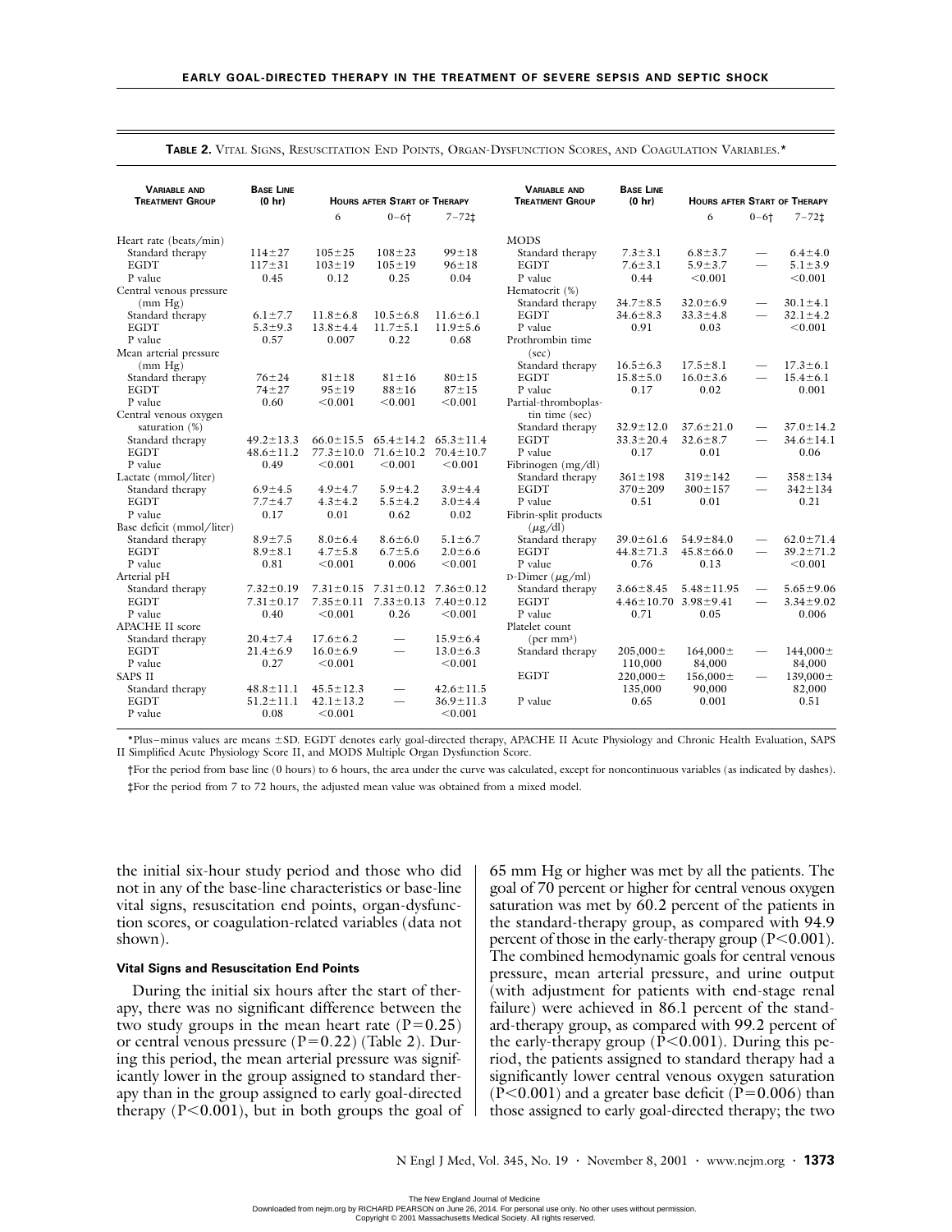**Table 2.** Vital Signs, Resuscitation End Points, Organ-Dysfunction Scores, and Coagulation Variables.*

| Variable and Treatment Group | Base Line (0 hr) | Hours after Start of Therapy | | |
|---|---|---|---|---|
| | | 6 | 0–6† | 7–72‡ |
| Heart rate (beats/min) | | | | |
| Standard therapy | 114±27 | 105±25 | 108±23 | 99±18 |
| EGDT | 117±31 | 103±19 | 105±19 | 96±18 |
| P value | 0.45 | 0.12 | 0.25 | 0.04 |
| Central venous pressure (mm Hg) | | | | |
| Standard therapy | 6.1±7.7 | 11.8±6.8 | 10.5±6.8 | 11.6±6.1 |
| EGDT | 5.3±9.3 | 13.8±4.4 | 11.7±5.1 | 11.9±5.6 |
| P value | 0.57 | 0.007 | 0.22 | 0.68 |
| Mean arterial pressure (mm Hg) | | | | |
| Standard therapy | 76±24 | 81±18 | 81±16 | 80±15 |
| EGDT | 74±27 | 95±19 | 88±16 | 87±15 |
| P value | 0.60 | <0.001 | <0.001 | <0.001 |
| Central venous oxygen saturation (%) | | | | |
| Standard therapy | 49.2±13.3 | 66.0±15.5 | 65.4±14.2 | 65.3±11.4 |
| EGDT | 48.6±11.2 | 77.3±10.0 | 71.6±10.2 | 70.4±10.7 |
| P value | 0.49 | <0.001 | <0.001 | <0.001 |
| Lactate (mmol/liter) | | | | |
| Standard therapy | 6.9±4.5 | 4.9±4.7 | 5.9±4.2 | 3.9±4.4 |
| EGDT | 7.7±4.7 | 4.3±4.2 | 5.5±4.2 | 3.0±4.4 |
| P value | 0.17 | 0.01 | 0.62 | 0.02 |
| Base deficit (mmol/liter) | | | | |
| Standard therapy | 8.9±7.5 | 8.0±6.4 | 8.6±6.0 | 5.1±6.7 |
| EGDT | 8.9±8.1 | 4.7±5.8 | 6.7±5.6 | 2.0±6.6 |
| P value | 0.81 | <0.001 | 0.006 | <0.001 |
| Arterial pH | | | | |
| Standard therapy | 7.32±0.19 | 7.31±0.15 | 7.31±0.12 | 7.36±0.12 |
| EGDT | 7.31±0.17 | 7.35±0.11 | 7.33±0.13 | 7.40±0.12 |
| P value | 0.40 | <0.001 | 0.26 | <0.001 |
| APACHE II score | | | | |
| Standard therapy | 20.4±7.4 | 17.6±6.2 | — | 15.9±6.4 |
| EGDT | 21.4±6.9 | 16.0±6.9 | — | 13.0±6.3 |
| P value | 0.27 | <0.001 | | <0.001 |
| SAPS II | | | | |
| Standard therapy | 48.8±11.1 | 45.5±12.3 | — | 42.6±11.5 |
| EGDT | 51.2±11.1 | 42.1±13.2 | — | 36.9±11.3 |
| P value | 0.08 | <0.001 | | <0.001 |
| MODS | | | | |
| Standard therapy | 7.3±3.1 | 6.8±3.7 | — | 6.4±4.0 |
| EGDT | 7.6±3.1 | 5.9±3.7 | — | 5.1±3.9 |
| P value | 0.44 | <0.001 | | <0.001 |
| Hematocrit (%) | | | | |
| Standard therapy | 34.7±8.5 | 32.0±6.9 | — | 30.1±4.1 |
| EGDT | 34.6±8.3 | 33.3±4.8 | — | 32.1±4.2 |
| P value | 0.91 | 0.03 | | <0.001 |
| Prothrombin time (sec) | | | | |
| Standard therapy | 16.5±6.3 | 17.5±8.1 | — | 17.3±6.1 |
| EGDT | 15.8±5.0 | 16.0±3.6 | — | 15.4±6.1 |
| P value | 0.17 | 0.02 | | 0.001 |
| Partial-thromboplastin time (sec) | | | | |
| Standard therapy | 32.9±12.0 | 37.6±21.0 | — | 37.0±14.2 |
| EGDT | 33.3±20.4 | 32.6±8.7 | — | 34.6±14.1 |
| P value | 0.17 | 0.01 | | 0.06 |
| Fibrinogen (mg/dl) | | | | |
| Standard therapy | 361±198 | 319±142 | — | 358±134 |
| EGDT | 370±209 | 300±157 | — | 342±134 |
| P value | 0.51 | 0.01 | | 0.21 |
| Fibrin-split products ($\mu$g/dl) | | | | |
| Standard therapy | 39.0±61.6 | 54.9±84.0 | — | 62.0±71.4 |
| EGDT | 44.8±71.3 | 45.8±66.0 | — | 39.2±71.2 |
| P value | 0.76 | 0.13 | | <0.001 |
| D-Dimer ($\mu$g/ml) | | | | |
| Standard therapy | 3.66±8.45 | 5.48±11.95 | — | 5.65±9.06 |
| EGDT | 4.46±10.70 | 3.98±9.41 | — | 3.34±9.02 |
| P value | 0.71 | 0.05 | | 0.006 |
| Platelet count (per mm³) | | | | |
| Standard therapy | 205,000±110,000 | 164,000±84,000 | — | 144,000±84,000 |
| EGDT | 220,000±135,000 | 156,000±90,000 | — | 139,000±82,000 |
| P value | 0.65 | 0.001 | | 0.51 |

*Plus–minus values are means ±SD. EGDT denotes early goal-directed therapy, APACHE II Acute Physiology and Chronic Health Evaluation, SAPS II Simplified Acute Physiology Score II, and MODS Multiple Organ Dysfunction Score.

†For the period from base line (0 hours) to 6 hours, the area under the curve was calculated, except for noncontinuous variables (as indicated by dashes).

‡For the period from 7 to 72 hours, the adjusted mean value was obtained from a mixed model.

the initial six-hour study period and those who did not in any of the base-line characteristics or base-line vital signs, resuscitation end points, organ-dysfunction scores, or coagulation-related variables (data not shown).

#### Vital Signs and Resuscitation End Points

During the initial six hours after the start of therapy, there was no significant difference between the two study groups in the mean heart rate ($P=0.25$) or central venous pressure ($P=0.22$) (Table 2). During this period, the mean arterial pressure was significantly lower in the group assigned to standard therapy than in the group assigned to early goal-directed therapy ($P<0.001$), but in both groups the goal of 65 mm Hg or higher was met by all the patients. The goal of 70 percent or higher for central venous oxygen saturation was met by 60.2 percent of the patients in the standard-therapy group, as compared with 94.9 percent of those in the early-therapy group ($P<0.001$). The combined hemodynamic goals for central venous pressure, mean arterial pressure, and urine output (with adjustment for patients with end-stage renal failure) were achieved in 86.1 percent of the standard-therapy group, as compared with 99.2 percent of the early-therapy group ($P<0.001$). During this period, the patients assigned to standard therapy had a significantly lower central venous oxygen saturation ($P<0.001$) and a greater base deficit ($P=0.006$) than those assigned to early goal-directed therapy; the two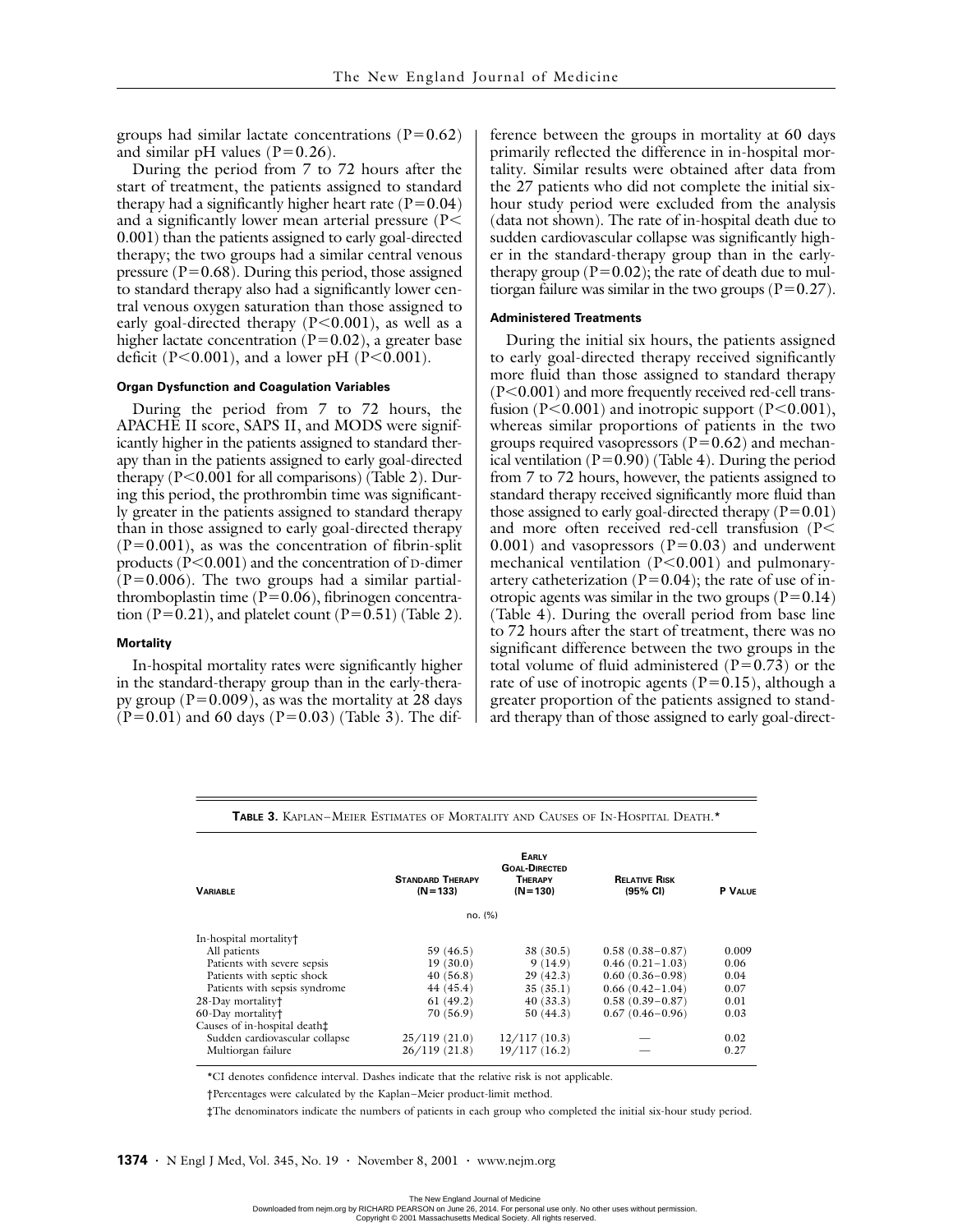groups had similar lactate concentrations ($P=0.62$) and similar pH values ($P=0.26$).

During the period from 7 to 72 hours after the start of treatment, the patients assigned to standard therapy had a significantly higher heart rate ($P=0.04$) and a significantly lower mean arterial pressure ($P<0.001$) than the patients assigned to early goal-directed therapy; the two groups had a similar central venous pressure ($P=0.68$). During this period, those assigned to standard therapy also had a significantly lower central venous oxygen saturation than those assigned to early goal-directed therapy ($P<0.001$), as well as a higher lactate concentration ($P=0.02$), a greater base deficit ($P<0.001$), and a lower pH ($P<0.001$).

#### Organ Dysfunction and Coagulation Variables

During the period from 7 to 72 hours, the APACHE II score, SAPS II, and MODS were significantly higher in the patients assigned to standard therapy than in the patients assigned to early goal-directed therapy ($P<0.001$ for all comparisons) (Table 2). During this period, the prothrombin time was significantly greater in the patients assigned to standard therapy than in those assigned to early goal-directed therapy ($P=0.001$), as was the concentration of fibrin-split products ($P<0.001$) and the concentration of D-dimer ($P=0.006$). The two groups had a similar partial-thromboplastin time ($P=0.06$), fibrinogen concentration ($P=0.21$), and platelet count ($P=0.51$) (Table 2).

#### Mortality

In-hospital mortality rates were significantly higher in the standard-therapy group than in the early-therapy group ($P=0.009$), as was the mortality at 28 days ($P=0.01$) and 60 days ($P=0.03$) (Table 3). The difference between the groups in mortality at 60 days primarily reflected the difference in in-hospital mortality. Similar results were obtained after data from the 27 patients who did not complete the initial six-hour study period were excluded from the analysis (data not shown). The rate of in-hospital death due to sudden cardiovascular collapse was significantly higher in the standard-therapy group than in the early-therapy group ($P=0.02$); the rate of death due to multiorgan failure was similar in the two groups ($P=0.27$).

#### Administered Treatments

During the initial six hours, the patients assigned to early goal-directed therapy received significantly more fluid than those assigned to standard therapy ($P<0.001$) and more frequently received red-cell transfusion ($P<0.001$) and inotropic support ($P<0.001$), whereas similar proportions of patients in the two groups required vasopressors ($P=0.62$) and mechanical ventilation ($P=0.90$) (Table 4). During the period from 7 to 72 hours, however, the patients assigned to standard therapy received significantly more fluid than those assigned to early goal-directed therapy ($P=0.01$) and more often received red-cell transfusion ($P<0.001$) and vasopressors ($P=0.03$) and underwent mechanical ventilation ($P<0.001$) and pulmonary-artery catheterization ($P=0.04$); the rate of use of inotropic agents was similar in the two groups ($P=0.14$) (Table 4). During the overall period from base line to 72 hours after the start of treatment, there was no significant difference between the two groups in the total volume of fluid administered ($P=0.73$) or the rate of use of inotropic agents ($P=0.15$), although a greater proportion of the patients assigned to standard therapy than of those assigned to early goal-direct-

**Table 3.** Kaplan–Meier Estimates of Mortality and Causes of In-Hospital Death.*

| Variable | Standard Therapy (N=133) | Early Goal-Directed Therapy (N=130) | Relative Risk (95% CI) | P Value |
|---|---|---|---|---|
| | no. (%) | | | |
| In-hospital mortality† | | | | |
| All patients | 59 (46.5) | 38 (30.5) | 0.58 (0.38–0.87) | 0.009 |
| Patients with severe sepsis | 19 (30.0) | 9 (14.9) | 0.46 (0.21–1.03) | 0.06 |
| Patients with septic shock | 40 (56.8) | 29 (42.3) | 0.60 (0.36–0.98) | 0.04 |
| Patients with sepsis syndrome | 44 (45.4) | 35 (35.1) | 0.66 (0.42–1.04) | 0.07 |
| 28-Day mortality† | 61 (49.2) | 40 (33.3) | 0.58 (0.39–0.87) | 0.01 |
| 60-Day mortality† | 70 (56.9) | 50 (44.3) | 0.67 (0.46–0.96) | 0.03 |
| Causes of in-hospital death‡ | | | | |
| Sudden cardiovascular collapse | 25/119 (21.0) | 12/117 (10.3) | — | 0.02 |
| Multiorgan failure | 26/119 (21.8) | 19/117 (16.2) | — | 0.27 |

*CI denotes confidence interval. Dashes indicate that the relative risk is not applicable.

†Percentages were calculated by the Kaplan–Meier product-limit method.

‡The denominators indicate the numbers of patients in each group who completed the initial six-hour study period.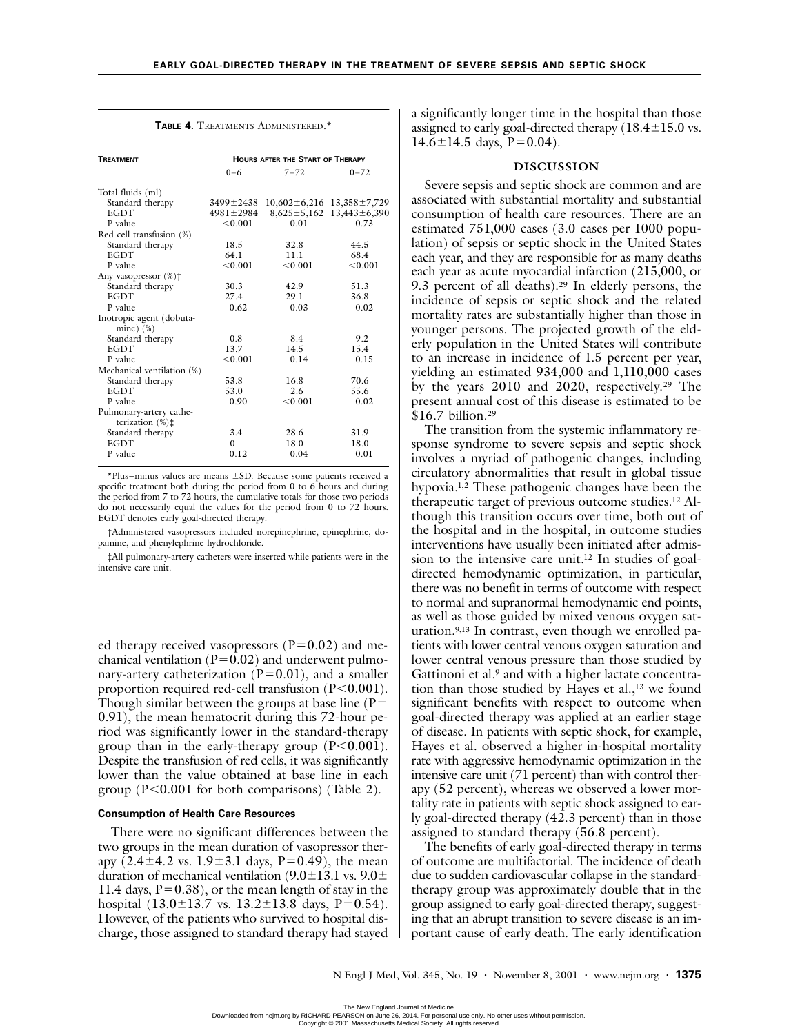**Table 4.** Treatments Administered.*

| Treatment | Hours after the Start of Therapy | | |
|---|---|---|---|
| | 0–6 | 7–72 | 0–72 |
| Total fluids (ml) | | | |
| Standard therapy | 3499±2438 | 10,602±6,216 | 13,358±7,729 |
| EGDT | 4981±2984 | 8,625±5,162 | 13,443±6,390 |
| P value | <0.001 | 0.01 | 0.73 |
| Red-cell transfusion (%) | | | |
| Standard therapy | 18.5 | 32.8 | 44.5 |
| EGDT | 64.1 | 11.1 | 68.4 |
| P value | <0.001 | <0.001 | <0.001 |
| Any vasopressor (%)† | | | |
| Standard therapy | 30.3 | 42.9 | 51.3 |
| EGDT | 27.4 | 29.1 | 36.8 |
| P value | 0.62 | 0.03 | 0.02 |
| Inotropic agent (dobutamine) (%) | | | |
| Standard therapy | 0.8 | 8.4 | 9.2 |
| EGDT | 13.7 | 14.5 | 15.4 |
| P value | <0.001 | 0.14 | 0.15 |
| Mechanical ventilation (%) | | | |
| Standard therapy | 53.8 | 16.8 | 70.6 |
| EGDT | 53.0 | 2.6 | 55.6 |
| P value | 0.90 | <0.001 | 0.02 |
| Pulmonary-artery catheterization (%)‡ | | | |
| Standard therapy | 3.4 | 28.6 | 31.9 |
| EGDT | 0 | 18.0 | 18.0 |
| P value | 0.12 | 0.04 | 0.01 |

*Plus–minus values are means ±SD. Because some patients received a specific treatment both during the period from 0 to 6 hours and during the period from 7 to 72 hours, the cumulative totals for those two periods do not necessarily equal the values for the period from 0 to 72 hours. EGDT denotes early goal-directed therapy.

†Administered vasopressors included norepinephrine, epinephrine, dopamine, and phenylephrine hydrochloride.

‡All pulmonary-artery catheters were inserted while patients were in the intensive care unit.

ed therapy received vasopressors ($P=0.02$) and mechanical ventilation ($P=0.02$) and underwent pulmonary-artery catheterization ($P=0.01$), and a smaller proportion required red-cell transfusion ($P<0.001$). Though similar between the groups at base line ($P=0.91$), the mean hematocrit during this 72-hour period was significantly lower in the standard-therapy group than in the early-therapy group ($P<0.001$). Despite the transfusion of red cells, it was significantly lower than the value obtained at base line in each group ($P<0.001$ for both comparisons) (Table 2).

### Consumption of Health Care Resources

There were no significant differences between the two groups in the mean duration of vasopressor therapy (2.4±4.2 vs. 1.9±3.1 days, $P=0.49$), the mean duration of mechanical ventilation (9.0±13.1 vs. 9.0±11.4 days, $P=0.38$), or the mean length of stay in the hospital (13.0±13.7 vs. 13.2±13.8 days, $P=0.54$). However, of the patients who survived to hospital discharge, those assigned to standard therapy had stayed a significantly longer time in the hospital than those assigned to early goal-directed therapy (18.4±15.0 vs. 14.6±14.5 days, $P=0.04$).

## DISCUSSION

Severe sepsis and septic shock are common and are associated with substantial mortality and substantial consumption of health care resources. There are an estimated 751,000 cases (3.0 cases per 1000 population) of sepsis or septic shock in the United States each year, and they are responsible for as many deaths each year as acute myocardial infarction (215,000, or 9.3 percent of all deaths).[29] In elderly persons, the incidence of sepsis or septic shock and the related mortality rates are substantially higher than those in younger persons. The projected growth of the elderly population in the United States will contribute to an increase in incidence of 1.5 percent per year, yielding an estimated 934,000 and 1,110,000 cases by the years 2010 and 2020, respectively.[29] The present annual cost of this disease is estimated to be $16.7 billion.[29]

The transition from the systemic inflammatory response syndrome to severe sepsis and septic shock involves a myriad of pathogenic changes, including circulatory abnormalities that result in global tissue hypoxia.[1,2] These pathogenic changes have been the therapeutic target of previous outcome studies.[12] Although this transition occurs over time, both out of the hospital and in the hospital, in outcome studies interventions have usually been initiated after admission to the intensive care unit.[12] In studies of goal-directed hemodynamic optimization, in particular, there was no benefit in terms of outcome with respect to normal and supranormal hemodynamic end points, as well as those guided by mixed venous oxygen saturation.[9,13] In contrast, even though we enrolled patients with lower central venous oxygen saturation and lower central venous pressure than those studied by Gattinoni et al.[9] and with a higher lactate concentration than those studied by Hayes et al.,[13] we found significant benefits with respect to outcome when goal-directed therapy was applied at an earlier stage of disease. In patients with septic shock, for example, Hayes et al. observed a higher in-hospital mortality rate with aggressive hemodynamic optimization in the intensive care unit (71 percent) than with control therapy (52 percent), whereas we observed a lower mortality rate in patients with septic shock assigned to early goal-directed therapy (42.3 percent) than in those assigned to standard therapy (56.8 percent).

The benefits of early goal-directed therapy in terms of outcome are multifactorial. The incidence of death due to sudden cardiovascular collapse in the standard-therapy group was approximately double that in the group assigned to early goal-directed therapy, suggesting that an abrupt transition to severe disease is an important cause of early death. The early identification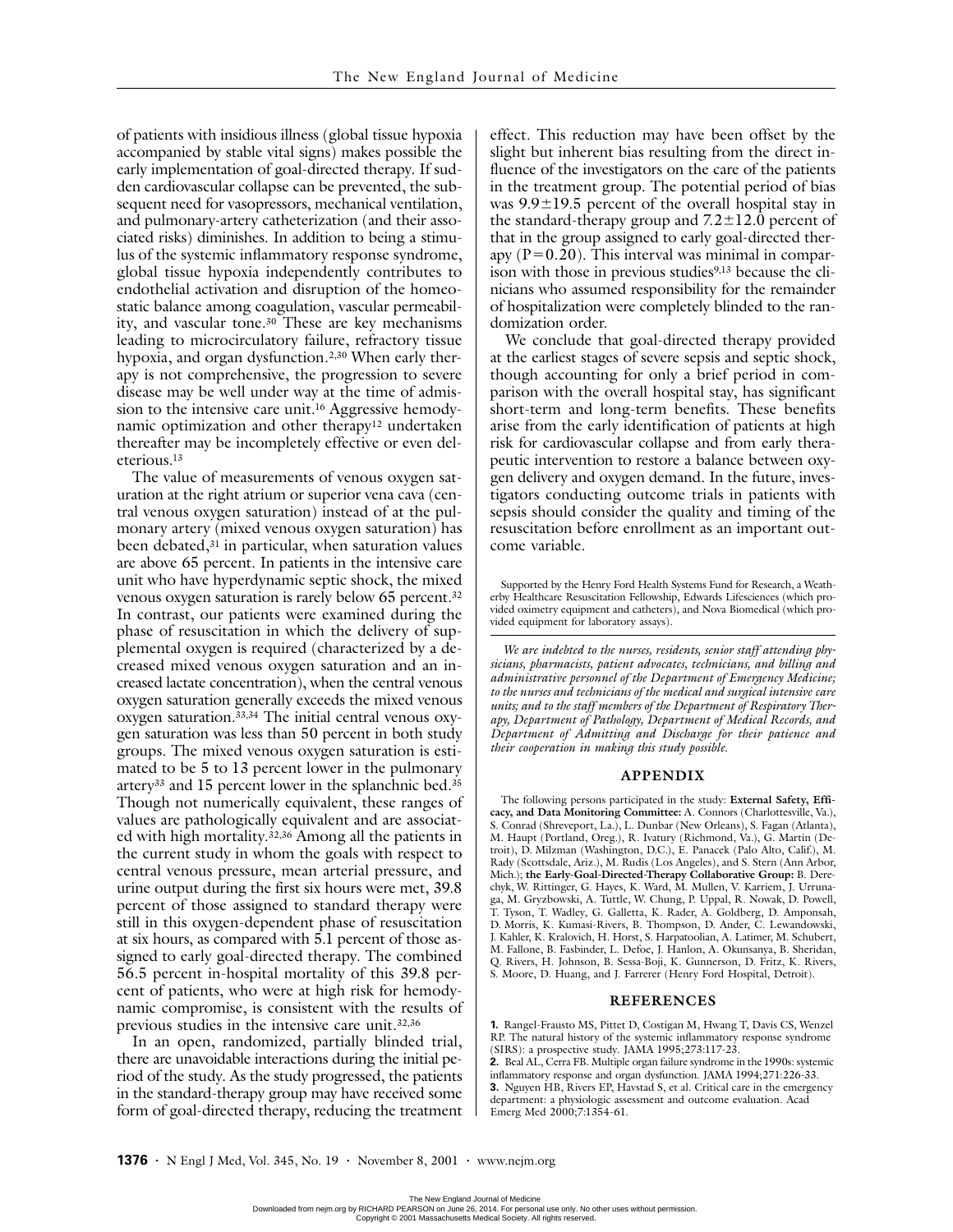of patients with insidious illness (global tissue hypoxia accompanied by stable vital signs) makes possible the early implementation of goal-directed therapy. If sudden cardiovascular collapse can be prevented, the subsequent need for vasopressors, mechanical ventilation, and pulmonary-artery catheterization (and their associated risks) diminishes. In addition to being a stimulus of the systemic inflammatory response syndrome, global tissue hypoxia independently contributes to endothelial activation and disruption of the homeostatic balance among coagulation, vascular permeability, and vascular tone.[30] These are key mechanisms leading to microcirculatory failure, refractory tissue hypoxia, and organ dysfunction.[2,30] When early therapy is not comprehensive, the progression to severe disease may be well under way at the time of admission to the intensive care unit.[16] Aggressive hemodynamic optimization and other therapy[12] undertaken thereafter may be incompletely effective or even deleterious.[13]

The value of measurements of venous oxygen saturation at the right atrium or superior vena cava (central venous oxygen saturation) instead of at the pulmonary artery (mixed venous oxygen saturation) has been debated,[31] in particular, when saturation values are above 65 percent. In patients in the intensive care unit who have hyperdynamic septic shock, the mixed venous oxygen saturation is rarely below 65 percent.[32] In contrast, our patients were examined during the phase of resuscitation in which the delivery of supplemental oxygen is required (characterized by a decreased mixed venous oxygen saturation and an increased lactate concentration), when the central venous oxygen saturation generally exceeds the mixed venous oxygen saturation.[33,34] The initial central venous oxygen saturation was less than 50 percent in both study groups. The mixed venous oxygen saturation is estimated to be 5 to 13 percent lower in the pulmonary artery[33] and 15 percent lower in the splanchnic bed.[35] Though not numerically equivalent, these ranges of values are pathologically equivalent and are associated with high mortality.[32,36] Among all the patients in the current study in whom the goals with respect to central venous pressure, mean arterial pressure, and urine output during the first six hours were met, 39.8 percent of those assigned to standard therapy were still in this oxygen-dependent phase of resuscitation at six hours, as compared with 5.1 percent of those assigned to early goal-directed therapy. The combined 56.5 percent in-hospital mortality of this 39.8 percent of patients, who were at high risk for hemodynamic compromise, is consistent with the results of previous studies in the intensive care unit.[32,36]

In an open, randomized, partially blinded trial, there are unavoidable interactions during the initial period of the study. As the study progressed, the patients in the standard-therapy group may have received some form of goal-directed therapy, reducing the treatment effect. This reduction may have been offset by the slight but inherent bias resulting from the direct influence of the investigators on the care of the patients in the treatment group. The potential period of bias was $9.9 \pm 19.5$ percent of the overall hospital stay in the standard-therapy group and $7.2 \pm 12.0$ percent of that in the group assigned to early goal-directed therapy ($P = 0.20$). This interval was minimal in comparison with those in previous studies[9,13] because the clinicians who assumed responsibility for the remainder of hospitalization were completely blinded to the randomization order.

We conclude that goal-directed therapy provided at the earliest stages of severe sepsis and septic shock, though accounting for only a brief period in comparison with the overall hospital stay, has significant short-term and long-term benefits. These benefits arise from the early identification of patients at high risk for cardiovascular collapse and from early therapeutic intervention to restore a balance between oxygen delivery and oxygen demand. In the future, investigators conducting outcome trials in patients with sepsis should consider the quality and timing of the resuscitation before enrollment as an important outcome variable.

Supported by the Henry Ford Health Systems Fund for Research, a Weatherby Healthcare Resuscitation Fellowship, Edwards Lifesciences (which provided oximetry equipment and catheters), and Nova Biomedical (which provided equipment for laboratory assays).

*We are indebted to the nurses, residents, senior staff attending physicians, pharmacists, patient advocates, technicians, and billing and administrative personnel of the Department of Emergency Medicine; to the nurses and technicians of the medical and surgical intensive care units; and to the staff members of the Department of Respiratory Therapy, Department of Pathology, Department of Medical Records, and Department of Admitting and Discharge for their patience and their cooperation in making this study possible.*

## APPENDIX

The following persons participated in the study: **External Safety, Efficacy, and Data Monitoring Committee:** A. Connors (Charlottesville, Va.), S. Conrad (Shreveport, La.), L. Dunbar (New Orleans), S. Fagan (Atlanta), M. Haupt (Portland, Oreg.), R. Ivatury (Richmond, Va.), G. Martin (Detroit), D. Milzman (Washington, D.C.), E. Panacek (Palo Alto, Calif.), M. Rady (Scottsdale, Ariz.), M. Rudis (Los Angeles), and S. Stern (Ann Arbor, Mich.); **the Early-Goal-Directed-Therapy Collaborative Group:** B. Derechyk, W. Rittinger, G. Hayes, K. Ward, M. Mullen, V. Karriem, J. Urrunaga, M. Gryzbowski, A. Tuttle, W. Chung, P. Uppal, R. Nowak, D. Powell, T. Tyson, T. Wadley, G. Galletta, K. Rader, A. Goldberg, D. Amponsah, D. Morris, K. Kumasi-Rivers, B. Thompson, D. Ander, C. Lewandowski, J. Kahler, K. Kralovich, H. Horst, S. Harpatoolian, A. Latimer, M. Schubert, M. Fallone, B. Fasbinder, L. Defoe, J. Hanlon, A. Okunsanya, B. Sheridan, Q. Rivers, H. Johnson, B. Sessa-Boji, K. Gunnerson, D. Fritz, K. Rivers, S. Moore, D. Huang, and J. Farrerer (Henry Ford Hospital, Detroit).

## REFERENCES

**1.** Rangel-Frausto MS, Pittet D, Costigan M, Hwang T, Davis CS, Wenzel RP. The natural history of the systemic inflammatory response syndrome (SIRS): a prospective study. JAMA 1995;273:117-23.

**2.** Beal AL, Cerra FB. Multiple organ failure syndrome in the 1990s: systemic inflammatory response and organ dysfunction. JAMA 1994;271:226-33.

**3.** Nguyen HB, Rivers EP, Havstad S, et al. Critical care in the emergency department: a physiologic assessment and outcome evaluation. Acad Emerg Med 2000;7:1354-61.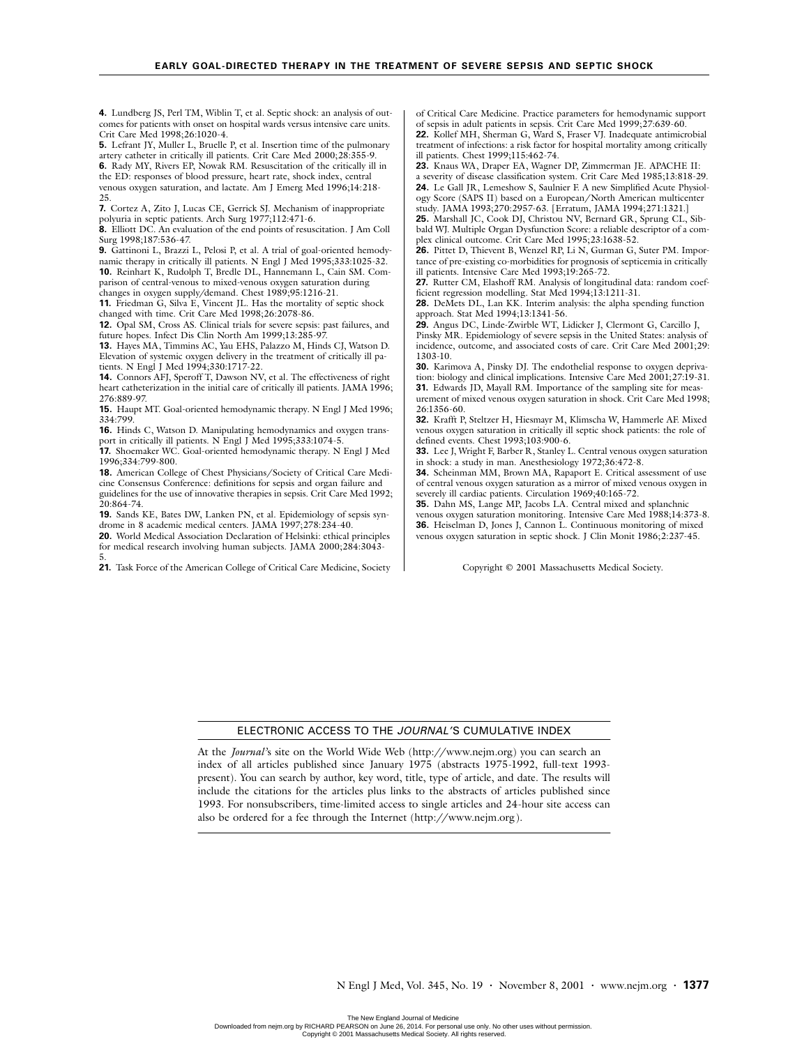**4.** Lundberg JS, Perl TM, Wiblin T, et al. Septic shock: an analysis of outcomes for patients with onset on hospital wards versus intensive care units. Crit Care Med 1998;26:1020-4.

**5.** Lefrant JY, Muller L, Bruelle P, et al. Insertion time of the pulmonary artery catheter in critically ill patients. Crit Care Med 2000;28:355-9.

**6.** Rady MY, Rivers EP, Nowak RM. Resuscitation of the critically ill in the ED: responses of blood pressure, heart rate, shock index, central venous oxygen saturation, and lactate. Am J Emerg Med 1996;14:218-25.

**7.** Cortez A, Zito J, Lucas CE, Gerrick SJ. Mechanism of inappropriate polyuria in septic patients. Arch Surg 1977;112:471-6.

**8.** Elliott DC. An evaluation of the end points of resuscitation. J Am Coll Surg 1998;187:536-47.

**9.** Gattinoni L, Brazzi L, Pelosi P, et al. A trial of goal-oriented hemodynamic therapy in critically ill patients. N Engl J Med 1995;333:1025-32.

**10.** Reinhart K, Rudolph T, Bredle DL, Hannemann L, Cain SM. Comparison of central-venous to mixed-venous oxygen saturation during changes in oxygen supply/demand. Chest 1989;95:1216-21.

**11.** Friedman G, Silva E, Vincent JL. Has the mortality of septic shock changed with time. Crit Care Med 1998;26:2078-86.

**12.** Opal SM, Cross AS. Clinical trials for severe sepsis: past failures, and future hopes. Infect Dis Clin North Am 1999;13:285-97.

**13.** Hayes MA, Timmins AC, Yau EHS, Palazzo M, Hinds CJ, Watson D. Elevation of systemic oxygen delivery in the treatment of critically ill patients. N Engl J Med 1994;330:1717-22.

**14.** Connors AFJ, Speroff T, Dawson NV, et al. The effectiveness of right heart catheterization in the initial care of critically ill patients. JAMA 1996;276:889-97.

**15.** Haupt MT. Goal-oriented hemodynamic therapy. N Engl J Med 1996;334:799.

**16.** Hinds C, Watson D. Manipulating hemodynamics and oxygen transport in critically ill patients. N Engl J Med 1995;333:1074-5.

**17.** Shoemaker WC. Goal-oriented hemodynamic therapy. N Engl J Med 1996;334:799-800.

**18.** American College of Chest Physicians/Society of Critical Care Medicine Consensus Conference: definitions for sepsis and organ failure and guidelines for the use of innovative therapies in sepsis. Crit Care Med 1992;20:864-74.

**19.** Sands KE, Bates DW, Lanken PN, et al. Epidemiology of sepsis syndrome in 8 academic medical centers. JAMA 1997;278:234-40.

**20.** World Medical Association Declaration of Helsinki: ethical principles for medical research involving human subjects. JAMA 2000;284:3043-5.

**21.** Task Force of the American College of Critical Care Medicine, Society of Critical Care Medicine. Practice parameters for hemodynamic support of sepsis in adult patients in sepsis. Crit Care Med 1999;27:639-60.

**22.** Kollef MH, Sherman G, Ward S, Fraser VJ. Inadequate antimicrobial treatment of infections: a risk factor for hospital mortality among critically ill patients. Chest 1999;115:462-74.

**23.** Knaus WA, Draper EA, Wagner DP, Zimmerman JE. APACHE II: a severity of disease classification system. Crit Care Med 1985;13:818-29.

**24.** Le Gall JR, Lemeshow S, Saulnier F. A new Simplified Acute Physiology Score (SAPS II) based on a European/North American multicenter study. JAMA 1993;270:2957-63. [Erratum, JAMA 1994;271:1321.]

**25.** Marshall JC, Cook DJ, Christou NV, Bernard GR, Sprung CL, Sibbald WJ. Multiple Organ Dysfunction Score: a reliable descriptor of a complex clinical outcome. Crit Care Med 1995;23:1638-52.

**26.** Pittet D, Thievent B, Wenzel RP, Li N, Gurman G, Suter PM. Importance of pre-existing co-morbidities for prognosis of septicemia in critically ill patients. Intensive Care Med 1993;19:265-72.

**27.** Rutter CM, Elashoff RM. Analysis of longitudinal data: random coefficient regression modelling. Stat Med 1994;13:1211-31.

**28.** DeMets DL, Lan KK. Interim analysis: the alpha spending function approach. Stat Med 1994;13:1341-56.

**29.** Angus DC, Linde-Zwirble WT, Lidicker J, Clermont G, Carcillo J, Pinsky MR. Epidemiology of severe sepsis in the United States: analysis of incidence, outcome, and associated costs of care. Crit Care Med 2001;29:1303-10.

**30.** Karimova A, Pinsky DJ. The endothelial response to oxygen deprivation: biology and clinical implications. Intensive Care Med 2001;27:19-31.

**31.** Edwards JD, Mayall RM. Importance of the sampling site for measurement of mixed venous oxygen saturation in shock. Crit Care Med 1998;26:1356-60.

**32.** Krafft P, Steltzer H, Hiesmayr M, Klimscha W, Hammerle AF. Mixed venous oxygen saturation in critically ill septic shock patients: the role of defined events. Chest 1993;103:900-6.

**33.** Lee J, Wright F, Barber R, Stanley L. Central venous oxygen saturation in shock: a study in man. Anesthesiology 1972;36:472-8.

**34.** Scheinman MM, Brown MA, Rapaport E. Critical assessment of use of central venous oxygen saturation as a mirror of mixed venous oxygen in severely ill cardiac patients. Circulation 1969;40:165-72.

**35.** Dahn MS, Lange MP, Jacobs LA. Central mixed and splanchnic venous oxygen saturation monitoring. Intensive Care Med 1988;14:373-8.

**36.** Heiselman D, Jones J, Cannon L. Continuous monitoring of mixed venous oxygen saturation in septic shock. J Clin Monit 1986;2:237-45.

Copyright © 2001 Massachusetts Medical Society.

---

ELECTRONIC ACCESS TO THE *JOURNAL'S* CUMULATIVE INDEX

At the *Journal's* site on the World Wide Web (http://www.nejm.org) you can search an index of all articles published since January 1975 (abstracts 1975-1992, full-text 1993-present). You can search by author, key word, title, type of article, and date. The results will include the citations for the articles plus links to the abstracts of articles published since 1993. For nonsubscribers, time-limited access to single articles and 24-hour site access can also be ordered for a fee through the Internet (http://www.nejm.org).

---